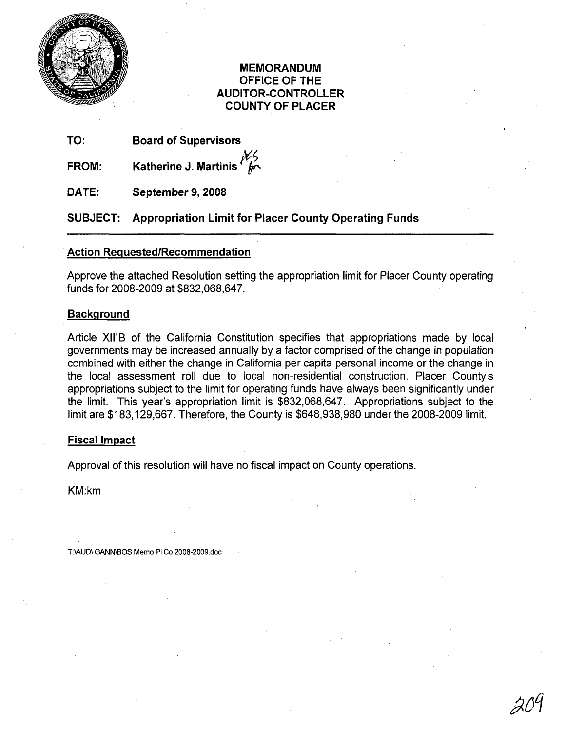# MEMORANDUM
# OFFICE OF THE AUDITOR-CONTROLLER
# COUNTY OF PLACER

**TO:** Board of Supervisors

**FROM:** Katherine J. Martinis

**DATE:** September 9, 2008

**SUBJECT: Appropriation Limit for Placer County Operating Funds**

---

## Action Requested/Recommendation

Approve the attached Resolution setting the appropriation limit for Placer County operating funds for 2008-2009 at $832,068,647.

## Background

Article XIIIB of the California Constitution specifies that appropriations made by local governments may be increased annually by a factor comprised of the change in population combined with either the change in California per capita personal income or the change in the local assessment roll due to local non-residential construction. Placer County's appropriations subject to the limit for operating funds have always been significantly under the limit. This year's appropriation limit is $832,068,647. Appropriations subject to the limit are $183,129,667. Therefore, the County is $648,938,980 under the 2008-2009 limit.

## Fiscal Impact

Approval of this resolution will have no fiscal impact on County operations.

KM:km

T:\AUD\ GANN\BOS Memo Pl Co 2008-2009.doc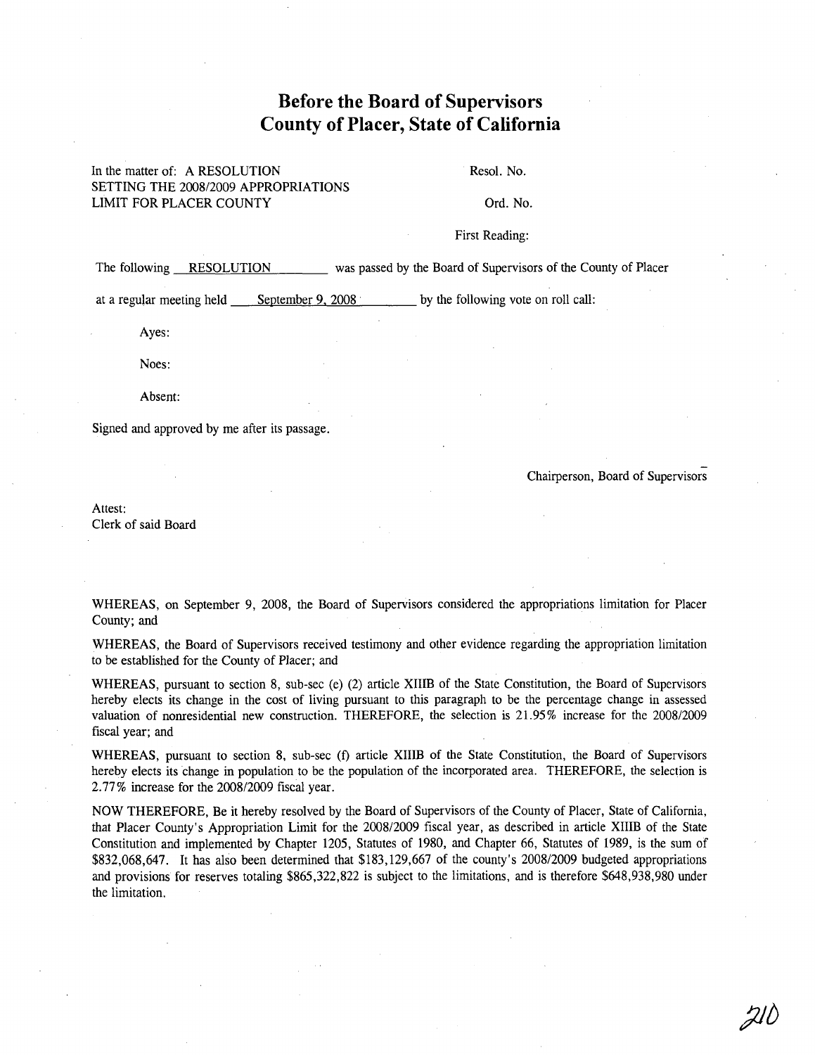# Before the Board of Supervisors
# County of Placer, State of California

In the matter of: A RESOLUTION SETTING THE 2008/2009 APPROPRIATIONS LIMIT FOR PLACER COUNTY

Resol. No.

Ord. No.

First Reading:

The following RESOLUTION was passed by the Board of Supervisors of the County of Placer at a regular meeting held September 9, 2008 by the following vote on roll call:

Ayes:

Noes:

Absent:

Signed and approved by me after its passage.

Chairperson, Board of Supervisors

Attest:
Clerk of said Board

WHEREAS, on September 9, 2008, the Board of Supervisors considered the appropriations limitation for Placer County; and

WHEREAS, the Board of Supervisors received testimony and other evidence regarding the appropriation limitation to be established for the County of Placer; and

WHEREAS, pursuant to section 8, sub-sec (e) (2) article XIIIB of the State Constitution, the Board of Supervisors hereby elects its change in the cost of living pursuant to this paragraph to be the percentage change in assessed valuation of nonresidential new construction. THEREFORE, the selection is 21.95% increase for the 2008/2009 fiscal year; and

WHEREAS, pursuant to section 8, sub-sec (f) article XIIIB of the State Constitution, the Board of Supervisors hereby elects its change in population to be the population of the incorporated area. THEREFORE, the selection is 2.77% increase for the 2008/2009 fiscal year.

NOW THEREFORE, Be it hereby resolved by the Board of Supervisors of the County of Placer, State of California, that Placer County's Appropriation Limit for the 2008/2009 fiscal year, as described in article XIIIB of the State Constitution and implemented by Chapter 1205, Statutes of 1980, and Chapter 66, Statutes of 1989, is the sum of $832,068,647. It has also been determined that $183,129,667 of the county's 2008/2009 budgeted appropriations and provisions for reserves totaling $865,322,822 is subject to the limitations, and is therefore $648,938,980 under the limitation.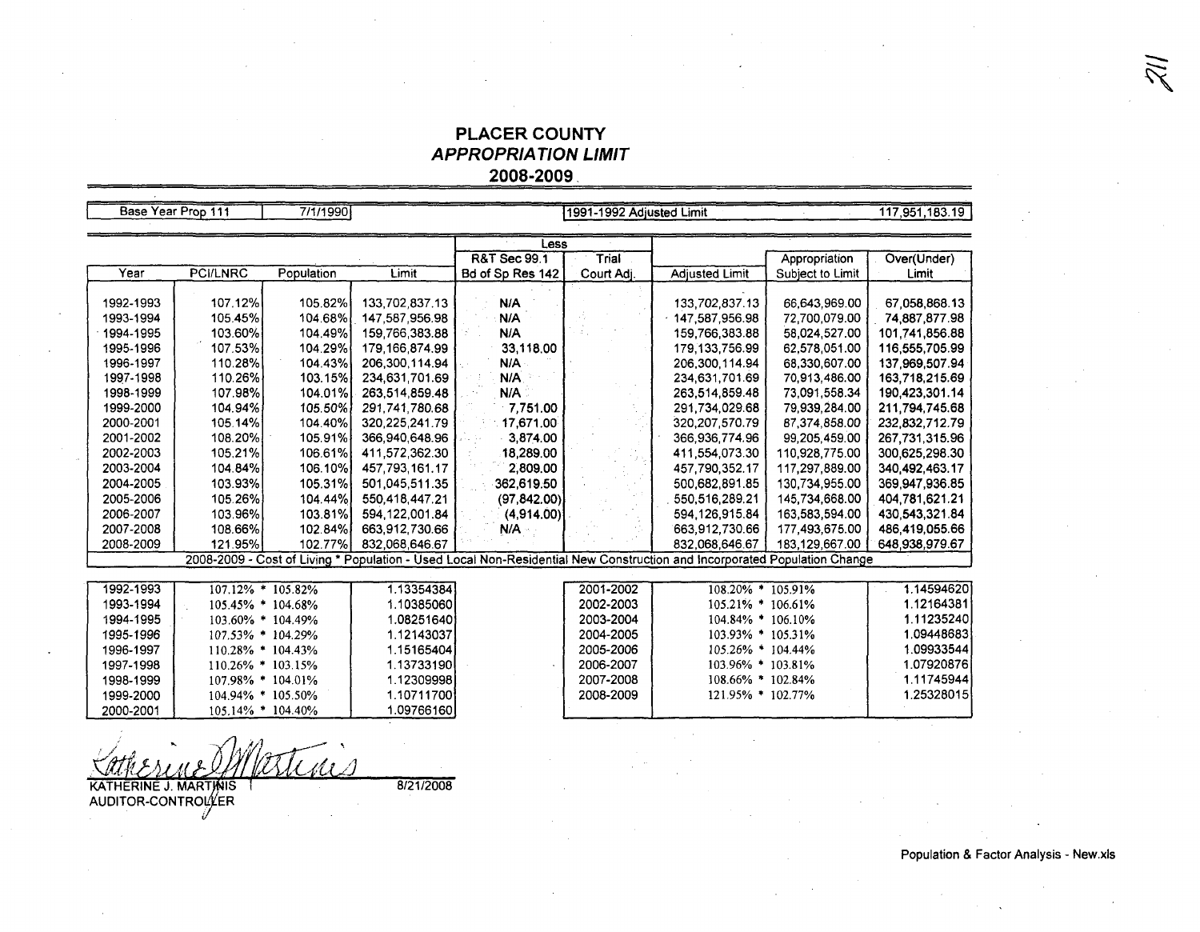# PLACER COUNTY
## *APPROPRIATION LIMIT*
## 2008-2009

| Base Year Prop 111 | 7/1/1990 | 1991-1992 Adjusted Limit | 117,951,183.19 |
|---|---|---|---|

| Year | PCI/LNRC | Population | Limit | Less R&T Sec 99.1 Bd of Sp Res 142 | Less Trial Court Adj. | Adjusted Limit | Appropriation Subject to Limit | Over(Under) Limit |
|---|---|---|---|---|---|---|---|---|
| 1992-1993 | 107.12% | 105.82% | 133,702,837.13 | N/A | | 133,702,837.13 | 66,643,969.00 | 67,058,868.13 |
| 1993-1994 | 105.45% | 104.68% | 147,587,956.98 | N/A | | 147,587,956.98 | 72,700,079.00 | 74,887,877.98 |
| 1994-1995 | 103.60% | 104.49% | 159,766,383.88 | N/A | | 159,766,383.88 | 58,024,527.00 | 101,741,856.88 |
| 1995-1996 | 107.53% | 104.29% | 179,166,874.99 | 33,118.00 | | 179,133,756.99 | 62,578,051.00 | 116,555,705.99 |
| 1996-1997 | 110.28% | 104.43% | 206,300,114.94 | N/A | | 206,300,114.94 | 68,330,607.00 | 137,969,507.94 |
| 1997-1998 | 110.26% | 103.15% | 234,631,701.69 | N/A | | 234,631,701.69 | 70,913,486.00 | 163,718,215.69 |
| 1998-1999 | 107.98% | 104.01% | 263,514,859.48 | N/A | | 263,514,859.48 | 73,091,558.34 | 190,423,301.14 |
| 1999-2000 | 104.94% | 105.50% | 291,741,780.68 | 7,751.00 | | 291,734,029.68 | 79,939,284.00 | 211,794,745.68 |
| 2000-2001 | 105.14% | 104.40% | 320,225,241.79 | 17,671.00 | | 320,207,570.79 | 87,374,858.00 | 232,832,712.79 |
| 2001-2002 | 108.20% | 105.91% | 366,940,648.96 | 3,874.00 | | 366,936,774.96 | 99,205,459.00 | 267,731,315.96 |
| 2002-2003 | 105.21% | 106.61% | 411,572,362.30 | 18,289.00 | | 411,554,073.30 | 110,928,775.00 | 300,625,298.30 |
| 2003-2004 | 104.84% | 106.10% | 457,793,161.17 | 2,809.00 | | 457,790,352.17 | 117,297,889.00 | 340,492,463.17 |
| 2004-2005 | 103.93% | 105.31% | 501,045,511.35 | 362,619.50 | | 500,682,891.85 | 130,734,955.00 | 369,947,936.85 |
| 2005-2006 | 105.26% | 104.44% | 550,418,447.21 | (97,842.00) | | 550,516,289.21 | 145,734,668.00 | 404,781,621.21 |
| 2006-2007 | 103.96% | 103.81% | 594,122,001.84 | (4,914.00) | | 594,126,915.84 | 163,583,594.00 | 430,543,321.84 |
| 2007-2008 | 108.66% | 102.84% | 663,912,730.66 | N/A | | 663,912,730.66 | 177,493,675.00 | 486,419,055.66 |
| 2008-2009 | 121.95% | 102.77% | 832,068,646.67 | | | 832,068,646.67 | 183,129,667.00 | 648,938,979.67 |

2008-2009 - Cost of Living * Population - Used Local Non-Residential New Construction and Incorporated Population Change

| Year | Factors | Result |
|---|---|---|
| 1992-1993 | 107.12% * 105.82% | 1.13354384 |
| 1993-1994 | 105.45% * 104.68% | 1.10385060 |
| 1994-1995 | 103.60% * 104.49% | 1.08251640 |
| 1995-1996 | 107.53% * 104.29% | 1.12143037 |
| 1996-1997 | 110.28% * 104.43% | 1.15165404 |
| 1997-1998 | 110.26% * 103.15% | 1.13733190 |
| 1998-1999 | 107.98% * 104.01% | 1.12309998 |
| 1999-2000 | 104.94% * 105.50% | 1.10711700 |
| 2000-2001 | 105.14% * 104.40% | 1.09766160 |

| Year | Factors | Result |
|---|---|---|
| 2001-2002 | 108.20% * 105.91% | 1.14594620 |
| 2002-2003 | 105.21% * 106.61% | 1.12164381 |
| 2003-2004 | 104.84% * 106.10% | 1.11235240 |
| 2004-2005 | 103.93% * 105.31% | 1.09448683 |
| 2005-2006 | 105.26% * 104.44% | 1.09933544 |
| 2006-2007 | 103.96% * 103.81% | 1.07920876 |
| 2007-2008 | 108.66% * 102.84% | 1.11745944 |
| 2008-2009 | 121.95% * 102.77% | 1.25328015 |

Katherine J. Martinis

KATHERINE J. MARTINIS
AUDITOR-CONTROLLER

8/21/2008

Population & Factor Analysis - New.xls